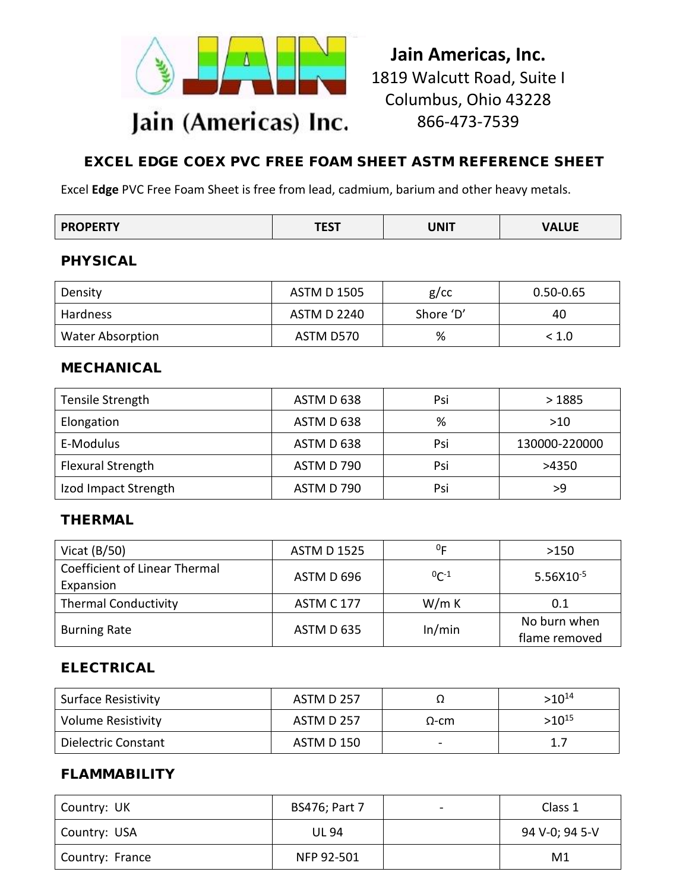**Jain (Americas) Inc.**

**Jain Americas, Inc.**
1819 Walcutt Road, Suite I
Columbus, Ohio 43228
866-473-7539

## EXCEL EDGE COEX PVC FREE FOAM SHEET ASTM REFERENCE SHEET

Excel **Edge** PVC Free Foam Sheet is free from lead, cadmium, barium and other heavy metals.

| PROPERTY | TEST | UNIT | VALUE |
| --- | --- | --- | --- |
| **PHYSICAL** | | | |
| Density | ASTM D 1505 | g/cc | 0.50-0.65 |
| Hardness | ASTM D 2240 | Shore 'D' | 40 |
| Water Absorption | ASTM D570 | % | < 1.0 |
| **MECHANICAL** | | | |
| Tensile Strength | ASTM D 638 | Psi | > 1885 |
| Elongation | ASTM D 638 | % | >10 |
| E-Modulus | ASTM D 638 | Psi | 130000-220000 |
| Flexural Strength | ASTM D 790 | Psi | >4350 |
| Izod Impact Strength | ASTM D 790 | Psi | >9 |
| **THERMAL** | | | |
| Vicat (B/50) | ASTM D 1525 | $^0F$ | >150 |
| Coefficient of Linear Thermal Expansion | ASTM D 696 | $^0C^{-1}$ | $5.56X10^{-5}$ |
| Thermal Conductivity | ASTM C 177 | W/m K | 0.1 |
| Burning Rate | ASTM D 635 | In/min | No burn when flame removed |
| **ELECTRICAL** | | | |
| Surface Resistivity | ASTM D 257 | Ω | $>10^{14}$ |
| Volume Resistivity | ASTM D 257 | Ω-cm | $>10^{15}$ |
| Dielectric Constant | ASTM D 150 | - | 1.7 |
| **FLAMMABILITY** | | | |
| Country: UK | BS476; Part 7 | - | Class 1 |
| Country: USA | UL 94 | | 94 V-0; 94 5-V |
| Country: France | NFP 92-501 | | M1 |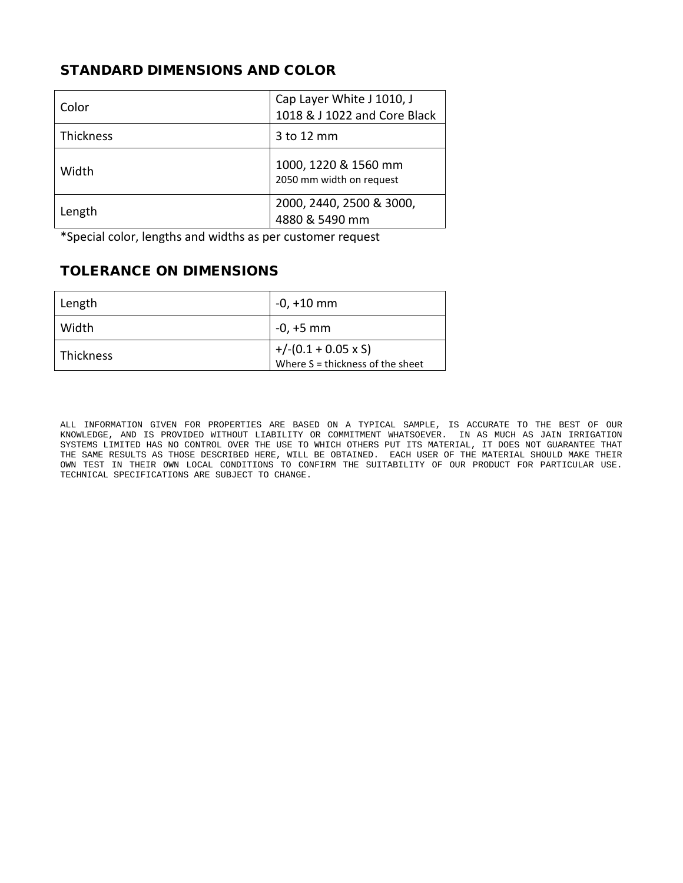## STANDARD DIMENSIONS AND COLOR

| | |
|---|---|
| Color | Cap Layer White J 1010, J 1018 & J 1022 and Core Black |
| Thickness | 3 to 12 mm |
| Width | 1000, 1220 & 1560 mm<br>2050 mm width on request |
| Length | 2000, 2440, 2500 & 3000, 4880 & 5490 mm |

*Special color, lengths and widths as per customer request

## TOLERANCE ON DIMENSIONS

| | |
|---|---|
| Length | -0, +10 mm |
| Width | -0, +5 mm |
| Thickness | +/-(0.1 + 0.05 x S)<br>Where S = thickness of the sheet |

ALL INFORMATION GIVEN FOR PROPERTIES ARE BASED ON A TYPICAL SAMPLE, IS ACCURATE TO THE BEST OF OUR KNOWLEDGE, AND IS PROVIDED WITHOUT LIABILITY OR COMMITMENT WHATSOEVER. IN AS MUCH AS JAIN IRRIGATION SYSTEMS LIMITED HAS NO CONTROL OVER THE USE TO WHICH OTHERS PUT ITS MATERIAL, IT DOES NOT GUARANTEE THAT THE SAME RESULTS AS THOSE DESCRIBED HERE, WILL BE OBTAINED. EACH USER OF THE MATERIAL SHOULD MAKE THEIR OWN TEST IN THEIR OWN LOCAL CONDITIONS TO CONFIRM THE SUITABILITY OF OUR PRODUCT FOR PARTICULAR USE. TECHNICAL SPECIFICATIONS ARE SUBJECT TO CHANGE.